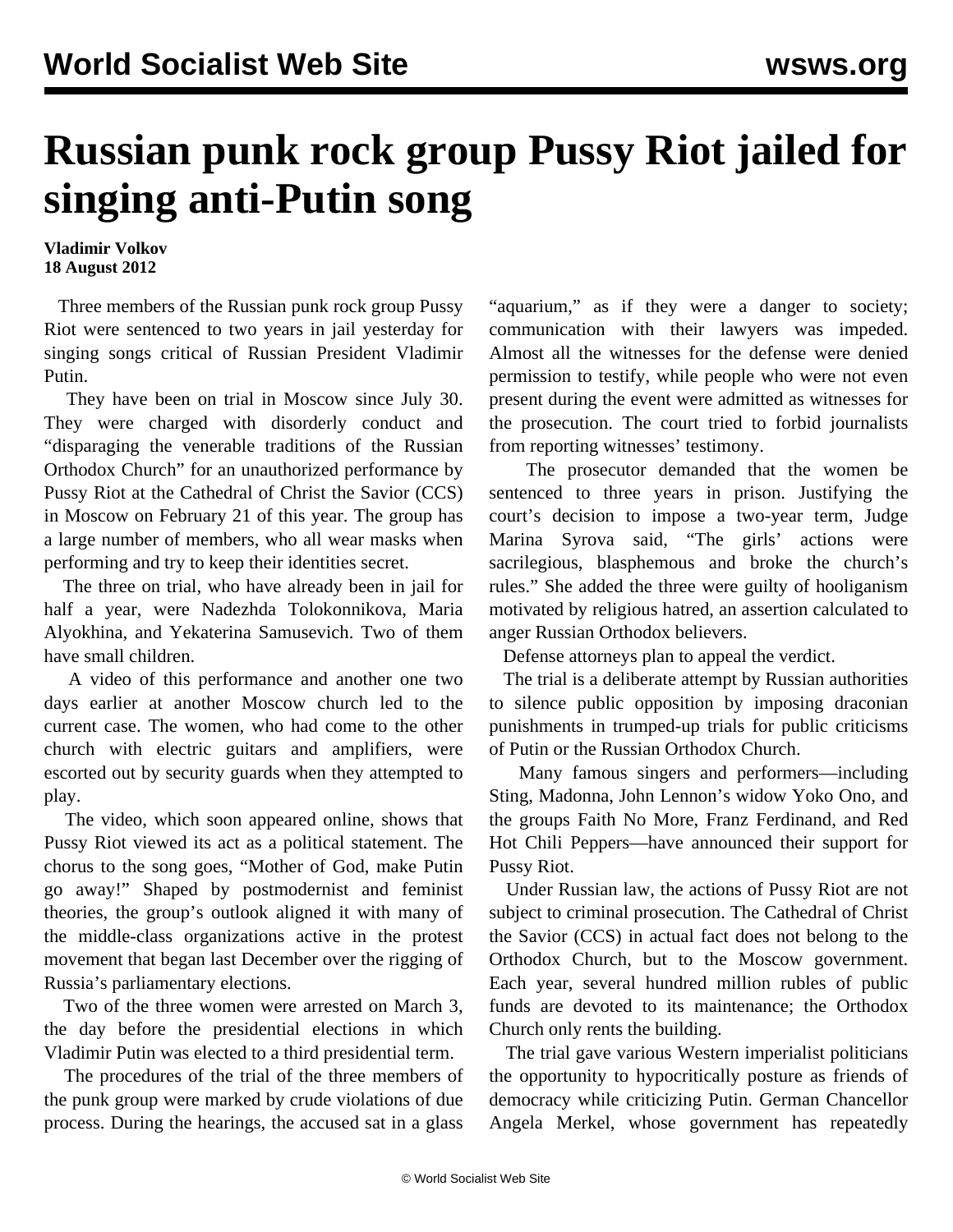# Russian punk rock group Pussy Riot jailed for singing anti-Putin song

**Vladimir Volkov**
**18 August 2012**

Three members of the Russian punk rock group Pussy Riot were sentenced to two years in jail yesterday for singing songs critical of Russian President Vladimir Putin.

They have been on trial in Moscow since July 30. They were charged with disorderly conduct and "disparaging the venerable traditions of the Russian Orthodox Church" for an unauthorized performance by Pussy Riot at the Cathedral of Christ the Savior (CCS) in Moscow on February 21 of this year. The group has a large number of members, who all wear masks when performing and try to keep their identities secret.

The three on trial, who have already been in jail for half a year, were Nadezhda Tolokonnikova, Maria Alyokhina, and Yekaterina Samusevich. Two of them have small children.

A video of this performance and another one two days earlier at another Moscow church led to the current case. The women, who had come to the other church with electric guitars and amplifiers, were escorted out by security guards when they attempted to play.

The video, which soon appeared online, shows that Pussy Riot viewed its act as a political statement. The chorus to the song goes, "Mother of God, make Putin go away!" Shaped by postmodernist and feminist theories, the group's outlook aligned it with many of the middle-class organizations active in the protest movement that began last December over the rigging of Russia's parliamentary elections.

Two of the three women were arrested on March 3, the day before the presidential elections in which Vladimir Putin was elected to a third presidential term.

The procedures of the trial of the three members of the punk group were marked by crude violations of due process. During the hearings, the accused sat in a glass "aquarium," as if they were a danger to society; communication with their lawyers was impeded. Almost all the witnesses for the defense were denied permission to testify, while people who were not even present during the event were admitted as witnesses for the prosecution. The court tried to forbid journalists from reporting witnesses' testimony.

The prosecutor demanded that the women be sentenced to three years in prison. Justifying the court's decision to impose a two-year term, Judge Marina Syrova said, "The girls' actions were sacrilegious, blasphemous and broke the church's rules." She added the three were guilty of hooliganism motivated by religious hatred, an assertion calculated to anger Russian Orthodox believers.

Defense attorneys plan to appeal the verdict.

The trial is a deliberate attempt by Russian authorities to silence public opposition by imposing draconian punishments in trumped-up trials for public criticisms of Putin or the Russian Orthodox Church.

Many famous singers and performers—including Sting, Madonna, John Lennon's widow Yoko Ono, and the groups Faith No More, Franz Ferdinand, and Red Hot Chili Peppers—have announced their support for Pussy Riot.

Under Russian law, the actions of Pussy Riot are not subject to criminal prosecution. The Cathedral of Christ the Savior (CCS) in actual fact does not belong to the Orthodox Church, but to the Moscow government. Each year, several hundred million rubles of public funds are devoted to its maintenance; the Orthodox Church only rents the building.

The trial gave various Western imperialist politicians the opportunity to hypocritically posture as friends of democracy while criticizing Putin. German Chancellor Angela Merkel, whose government has repeatedly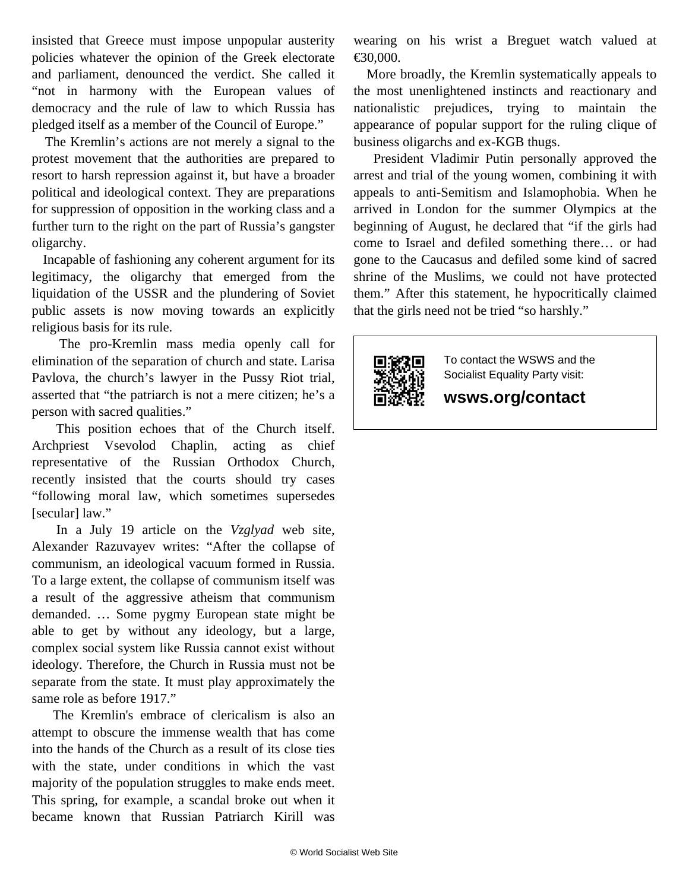insisted that Greece must impose unpopular austerity policies whatever the opinion of the Greek electorate and parliament, denounced the verdict. She called it "not in harmony with the European values of democracy and the rule of law to which Russia has pledged itself as a member of the Council of Europe."

The Kremlin's actions are not merely a signal to the protest movement that the authorities are prepared to resort to harsh repression against it, but have a broader political and ideological context. They are preparations for suppression of opposition in the working class and a further turn to the right on the part of Russia's gangster oligarchy.

Incapable of fashioning any coherent argument for its legitimacy, the oligarchy that emerged from the liquidation of the USSR and the plundering of Soviet public assets is now moving towards an explicitly religious basis for its rule.

The pro-Kremlin mass media openly call for elimination of the separation of church and state. Larisa Pavlova, the church's lawyer in the Pussy Riot trial, asserted that "the patriarch is not a mere citizen; he's a person with sacred qualities."

This position echoes that of the Church itself. Archpriest Vsevolod Chaplin, acting as chief representative of the Russian Orthodox Church, recently insisted that the courts should try cases "following moral law, which sometimes supersedes [secular] law."

In a July 19 article on the *Vzglyad* web site, Alexander Razuvayev writes: "After the collapse of communism, an ideological vacuum formed in Russia. To a large extent, the collapse of communism itself was a result of the aggressive atheism that communism demanded. … Some pygmy European state might be able to get by without any ideology, but a large, complex social system like Russia cannot exist without ideology. Therefore, the Church in Russia must not be separate from the state. It must play approximately the same role as before 1917."

The Kremlin's embrace of clericalism is also an attempt to obscure the immense wealth that has come into the hands of the Church as a result of its close ties with the state, under conditions in which the vast majority of the population struggles to make ends meet. This spring, for example, a scandal broke out when it became known that Russian Patriarch Kirill was wearing on his wrist a Breguet watch valued at €30,000.

More broadly, the Kremlin systematically appeals to the most unenlightened instincts and reactionary and nationalistic prejudices, trying to maintain the appearance of popular support for the ruling clique of business oligarchs and ex-KGB thugs.

President Vladimir Putin personally approved the arrest and trial of the young women, combining it with appeals to anti-Semitism and Islamophobia. When he arrived in London for the summer Olympics at the beginning of August, he declared that "if the girls had come to Israel and defiled something there… or had gone to the Caucasus and defiled some kind of sacred shrine of the Muslims, we could not have protected them." After this statement, he hypocritically claimed that the girls need not be tried "so harshly."

To contact the WSWS and the Socialist Equality Party visit:

**wsws.org/contact**